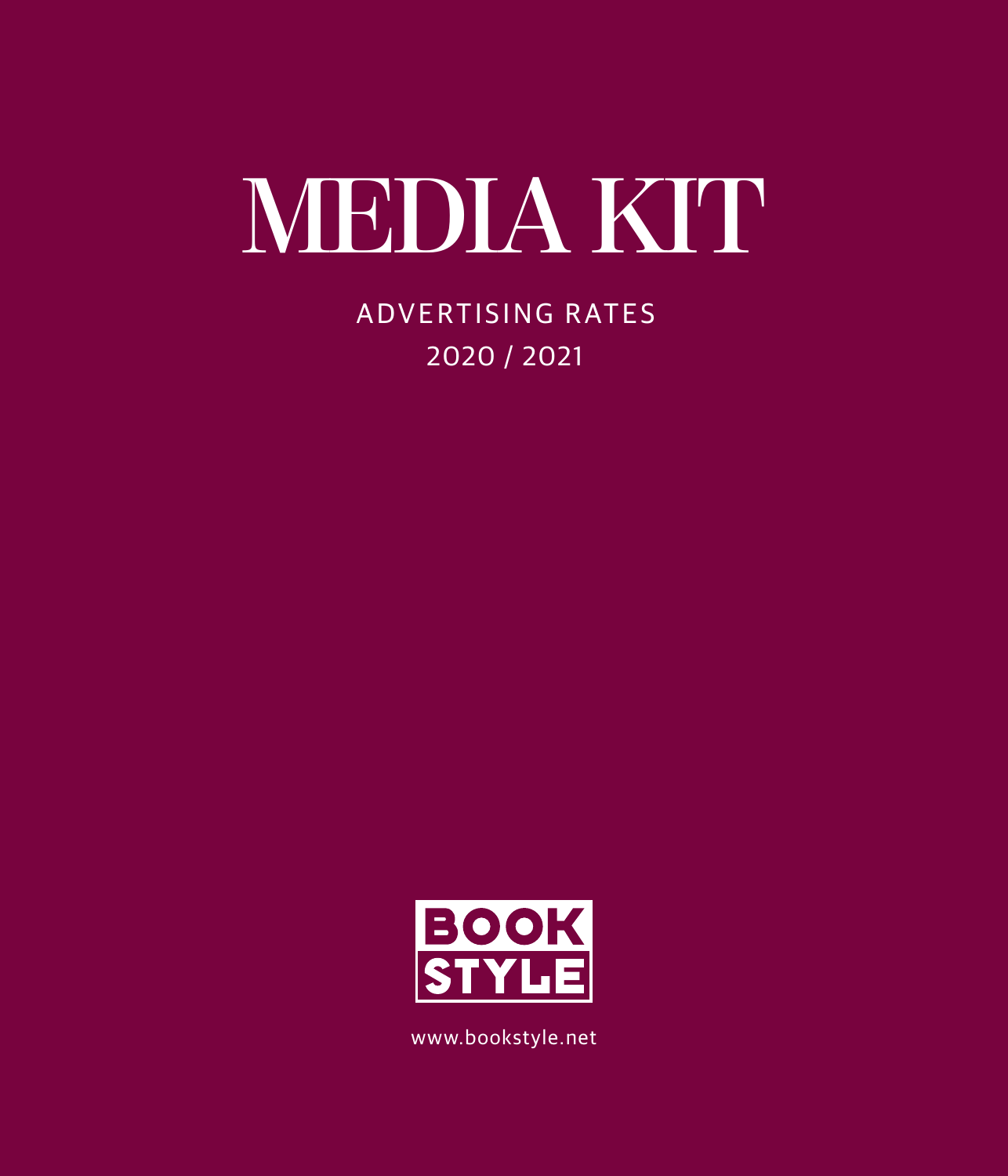# MEDIA KIT

ADVERTISING RATES
2020 / 2021

BOOK
STYLE

www.bookstyle.net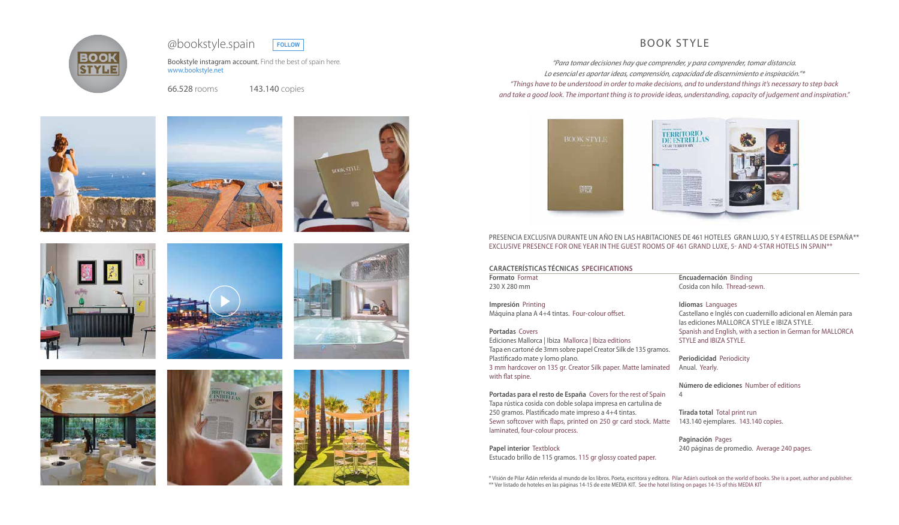@bookstyle.spain FOLLOW

Bookstyle instagram account. Find the best of spain here.
www.bookstyle.net

66.528 rooms    143.140 copies

# BOOK STYLE

*"Para tomar decisiones hay que comprender, y para comprender, tomar distancia. Lo esencial es aportar ideas, comprensión, capacidad de discernimiento e inspiración."\**

*"Things have to be understood in order to make decisions, and to understand things it's necessary to step back and take a good look. The important thing is to provide ideas, understanding, capacity of judgement and inspiration."*

PRESENCIA EXCLUSIVA DURANTE UN AÑO EN LAS HABITACIONES DE 461 HOTELES GRAN LUJO, 5 Y 4 ESTRELLAS DE ESPAÑA\*\*
EXCLUSIVE PRESENCE FOR ONE YEAR IN THE GUEST ROOMS OF 461 GRAND LUXE, 5- AND 4-STAR HOTELS IN SPAIN\*\*

## CARACTERÍSTICAS TÉCNICAS SPECIFICATIONS

**Formato** Format
230 X 280 mm

**Impresión** Printing
Máquina plana A 4+4 tintas. Four-colour offset.

**Portadas** Covers
Ediciones Mallorca | Ibiza Mallorca | Ibiza editions
Tapa en cartoné de 3mm sobre papel Creator Silk de 135 gramos. Plastificado mate y lomo plano.
3 mm hardcover on 135 gr. Creator Silk paper. Matte laminated with flat spine.

**Portadas para el resto de España** Covers for the rest of Spain
Tapa rústica cosida con doble solapa impresa en cartulina de 250 gramos. Plastificado mate impreso a 4+4 tintas.
Sewn softcover with flaps, printed on 250 gr card stock. Matte laminated, four-colour process.

**Papel interior** Textblock
Estucado brillo de 115 gramos. 115 gr glossy coated paper.

**Encuadernación** Binding
Cosida con hilo. Thread-sewn.

**Idiomas** Languages
Castellano e Inglés con cuadernillo adicional en Alemán para las ediciones MALLORCA STYLE e IBIZA STYLE.
Spanish and English, with a section in German for MALLORCA STYLE and IBIZA STYLE.

**Periodicidad** Periodicity
Anual. Yearly.

**Número de ediciones** Number of editions
4

**Tirada total** Total print run
143.140 ejemplares. 143.140 copies.

**Paginación** Pages
240 páginas de promedio. Average 240 pages.

\* Visión de Pilar Adán referida al mundo de los libros. Poeta, escritora y editora. Pilar Adán's outlook on the world of books. She is a poet, author and publisher.
\*\* Ver listado de hoteles en las páginas 14-15 de este MEDIA KIT. See the hotel listing on pages 14-15 of this MEDIA KIT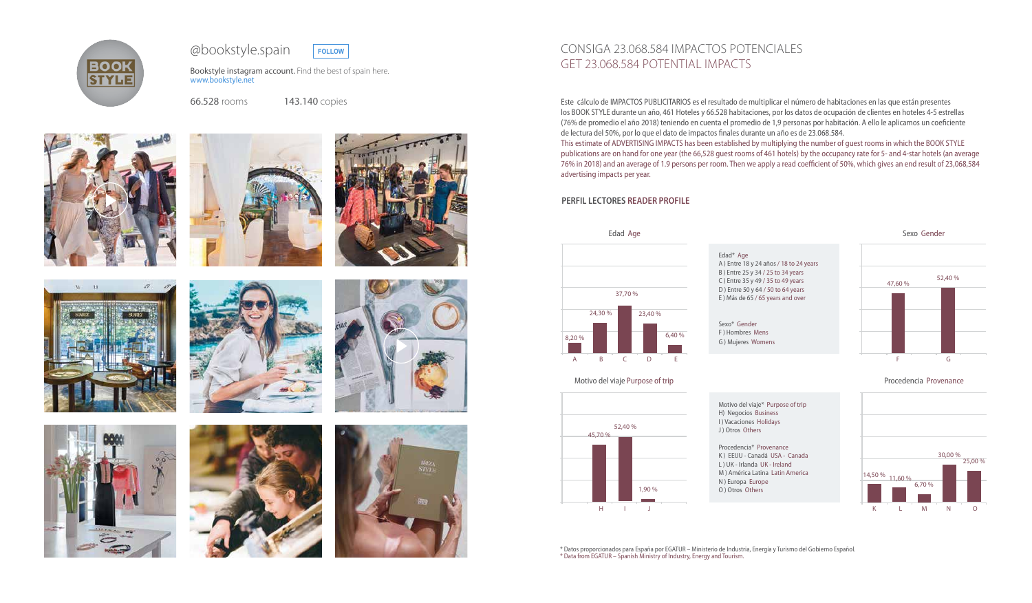@bookstyle.spain

FOLLOW

Bookstyle instagram account. Find the best of spain here.
www.bookstyle.net

66.528 rooms

143.140 copies

# CONSIGA 23.068.584 IMPACTOS POTENCIALES
# GET 23.068.584 POTENTIAL IMPACTS

Este cálculo de IMPACTOS PUBLICITARIOS es el resultado de multiplicar el número de habitaciones en las que están presentes los BOOK STYLE durante un año, 461 Hoteles y 66.528 habitaciones, por los datos de ocupación de clientes en hoteles 4-5 estrellas (76% de promedio el año 2018) teniendo en cuenta el promedio de 1,9 personas por habitación. A ello le aplicamos un coeficiente de lectura del 50%, por lo que el dato de impactos finales durante un año es de 23.068.584.

This estimate of ADVERTISING IMPACTS has been established by multiplying the number of guest rooms in which the BOOK STYLE publications are on hand for one year (the 66,528 guest rooms of 461 hotels) by the occupancy rate for 5- and 4-star hotels (an average 76% in 2018) and an average of 1.9 persons per room. Then we apply a read coefficient of 50%, which gives an end result of 23,068,584 advertising impacts per year.

## PERFIL LECTORES READER PROFILE

### Edad Age

| | A | B | C | D | E |
|---|---|---|---|---|---|
| % | 8,20 % | 24,30 % | 37,70 % | 23,40 % | 6,40 % |

Edad* Age
A ) Entre 18 y 24 años / 18 to 24 years
B ) Entre 25 y 34 / 25 to 34 years
C ) Entre 35 y 49 / 35 to 49 years
D ) Entre 50 y 64 / 50 to 64 years
E ) Más de 65 / 65 years and over

Sexo* Gender
F ) Hombres Mens
G ) Mujeres Womens

### Sexo Gender

| | F | G |
|---|---|---|
| % | 47,60 % | 52,40 % |

### Motivo del viaje Purpose of trip

| | H | I | J |
|---|---|---|---|
| % | 45,70 % | 52,40 % | 1,90 % |

Motivo del viaje* Purpose of trip
H) Negocios Business
I ) Vacaciones Holidays
J ) Otros Others

Procedencia* Provenance
K ) EEUU - Canadá USA - Canada
L ) UK - Irlanda UK - Ireland
M ) América Latina Latin America
N ) Europa Europe
O ) Otros Others

### Procedencia Provenance

| | K | L | M | N | O |
|---|---|---|---|---|---|
| % | 14,50 % | 11,60 % | 6,70 % | 30,00 % | 25,00 % |

\* Datos proporcionados para España por EGATUR – Ministerio de Industria, Energía y Turismo del Gobierno Español.
\* Data from EGATUR – Spanish Ministry of Industry, Energy and Tourism.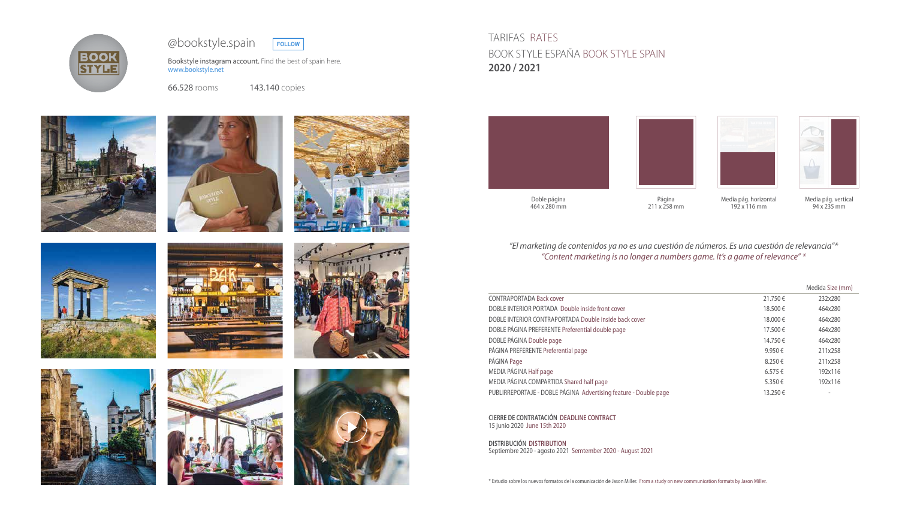@bookstyle.spain FOLLOW

Bookstyle instagram account. Find the best of spain here.
www.bookstyle.net

66.528 rooms 143.140 copies

# TARIFAS RATES

## BOOK STYLE ESPAÑA BOOK STYLE SPAIN

**2020 / 2021**

Doble página
464 x 280 mm

Página
211 x 258 mm

Media pág. horizontal
192 x 116 mm

Media pág. vertical
94 x 235 mm

*"El marketing de contenidos ya no es una cuestión de números. Es una cuestión de relevancia"\**
*"Content marketing is no longer a numbers game. It's a game of relevance" \**

| | | Medida Size (mm) |
|---|---|---|
| CONTRAPORTADA Back cover | 21.750 € | 232x280 |
| DOBLE INTERIOR PORTADA Double inside front cover | 18.500 € | 464x280 |
| DOBLE INTERIOR CONTRAPORTADA Double inside back cover | 18.000 € | 464x280 |
| DOBLE PÁGINA PREFERENTE Preferential double page | 17.500 € | 464x280 |
| DOBLE PÁGINA Double page | 14.750 € | 464x280 |
| PÁGINA PREFERENTE Preferential page | 9.950 € | 211x258 |
| PÁGINA Page | 8.250 € | 211x258 |
| MEDIA PÁGINA Half page | 6.575 € | 192x116 |
| MEDIA PÁGINA COMPARTIDA Shared half page | 5.350 € | 192x116 |
| PUBLIRREPORTAJE - DOBLE PÁGINA Advertising feature - Double page | 13.250 € | - |

**CIERRE DE CONTRATACIÓN DEADLINE CONTRACT**
15 junio 2020 June 15th 2020

**DISTRIBUCIÓN DISTRIBUTION**
Septiembre 2020 - agosto 2021 Semtember 2020 - August 2021

\* Estudio sobre los nuevos formatos de la comunicación de Jason Miller. From a study on new communication formats by Jason Miller.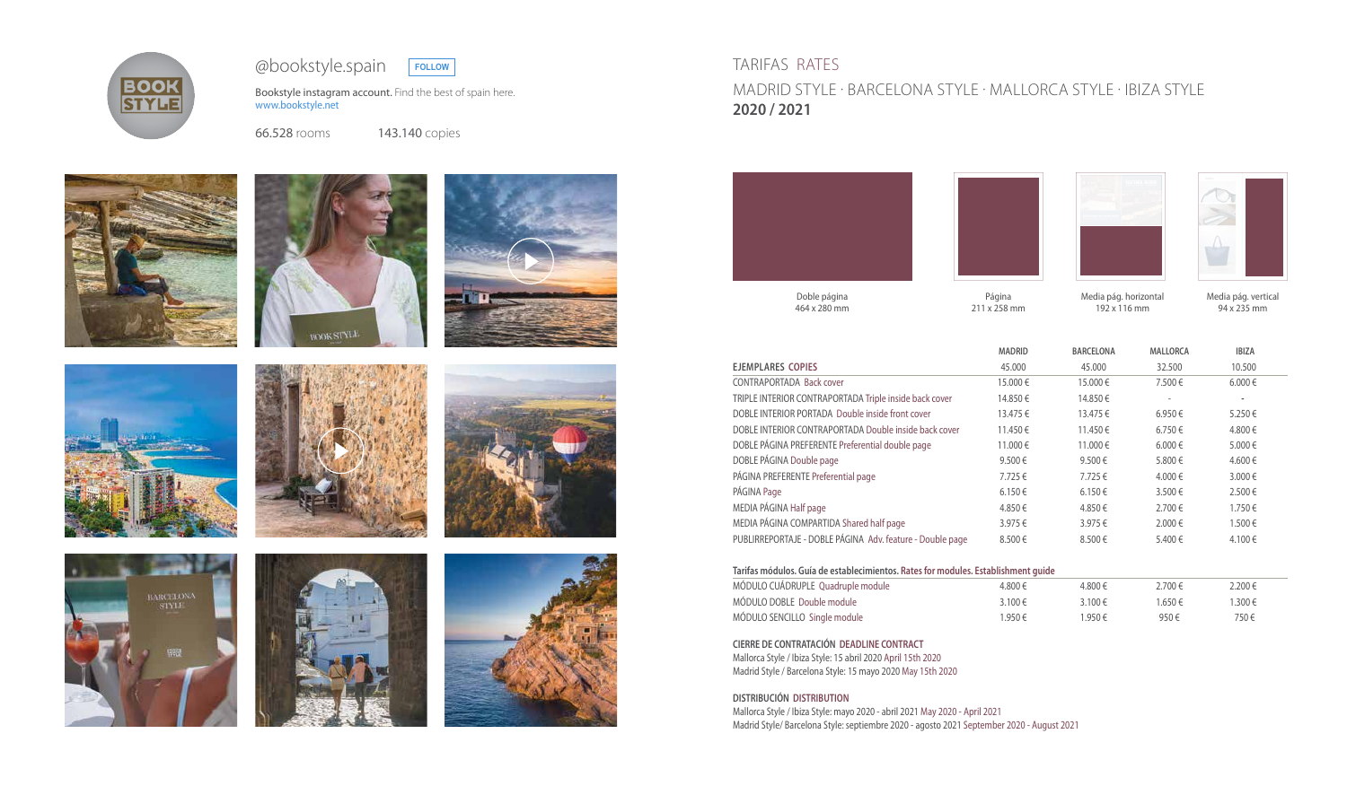@bookstyle.spain FOLLOW

Bookstyle instagram account. Find the best of spain here.
www.bookstyle.net

66.528 rooms 143.140 copies

# TARIFAS RATES

## MADRID STYLE · BARCELONA STYLE · MALLORCA STYLE · IBIZA STYLE

**2020 / 2021**

Doble página
464 x 280 mm

Página
211 x 258 mm

Media pág. horizontal
192 x 116 mm

Media pág. vertical
94 x 235 mm

| | MADRID | BARCELONA | MALLORCA | IBIZA |
|---|---|---|---|---|
| **EJEMPLARES COPIES** | 45.000 | 45.000 | 32.500 | 10.500 |
| CONTRAPORTADA Back cover | 15.000 € | 15.000 € | 7.500 € | 6.000 € |
| TRIPLE INTERIOR CONTRAPORTADA Triple inside back cover | 14.850 € | 14.850 € | - | - |
| DOBLE INTERIOR PORTADA Double inside front cover | 13.475 € | 13.475 € | 6.950 € | 5.250 € |
| DOBLE INTERIOR CONTRAPORTADA Double inside back cover | 11.450 € | 11.450 € | 6.750 € | 4.800 € |
| DOBLE PÁGINA PREFERENTE Preferential double page | 11.000 € | 11.000 € | 6.000 € | 5.000 € |
| DOBLE PÁGINA Double page | 9.500 € | 9.500 € | 5.800 € | 4.600 € |
| PÁGINA PREFERENTE Preferential page | 7.725 € | 7.725 € | 4.000 € | 3.000 € |
| PÁGINA Page | 6.150 € | 6.150 € | 3.500 € | 2.500 € |
| MEDIA PÁGINA Half page | 4.850 € | 4.850 € | 2.700 € | 1.750 € |
| MEDIA PÁGINA COMPARTIDA Shared half page | 3.975 € | 3.975 € | 2.000 € | 1.500 € |
| PUBLIRREPORTAJE - DOBLE PÁGINA Adv. feature - Double page | 8.500 € | 8.500 € | 5.400 € | 4.100 € |

**Tarifas módulos. Guía de establecimientos. Rates for modules. Establishment guide**

| | MADRID | BARCELONA | MALLORCA | IBIZA |
|---|---|---|---|---|
| MÓDULO CUÁDRUPLE Quadruple module | 4.800 € | 4.800 € | 2.700 € | 2.200 € |
| MÓDULO DOBLE Double module | 3.100 € | 3.100 € | 1.650 € | 1.300 € |
| MÓDULO SENCILLO Single module | 1.950 € | 1.950 € | 950 € | 750 € |

**CIERRE DE CONTRATACIÓN DEADLINE CONTRACT**

Mallorca Style / Ibiza Style: 15 abril 2020 April 15th 2020
Madrid Style / Barcelona Style: 15 mayo 2020 May 15th 2020

**DISTRIBUCIÓN DISTRIBUTION**

Mallorca Style / Ibiza Style: mayo 2020 - abril 2021 May 2020 - April 2021
Madrid Style/ Barcelona Style: septiembre 2020 - agosto 2021 September 2020 - August 2021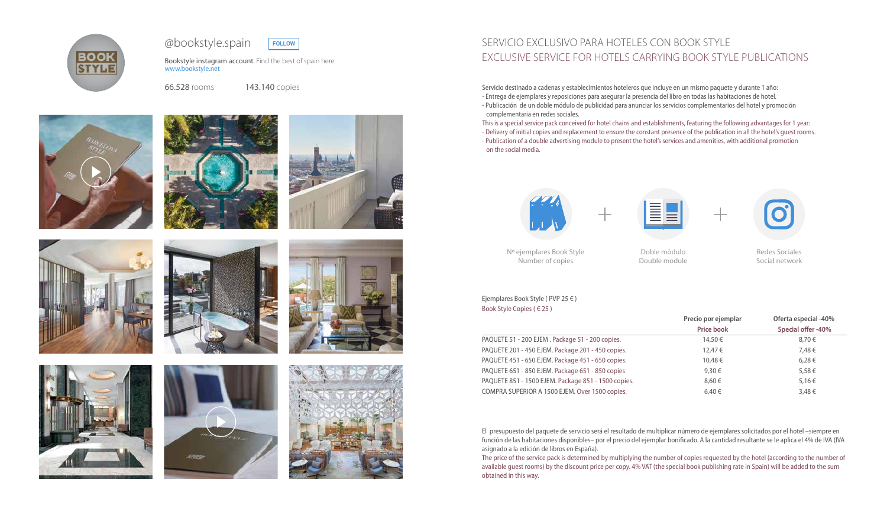@bookstyle.spain FOLLOW

Bookstyle instagram account. Find the best of spain here.
www.bookstyle.net

66.528 rooms 143.140 copies

## SERVICIO EXCLUSIVO PARA HOTELES CON BOOK STYLE
## EXCLUSIVE SERVICE FOR HOTELS CARRYING BOOK STYLE PUBLICATIONS

Servicio destinado a cadenas y establecimientos hoteleros que incluye en un mismo paquete y durante 1 año:
- Entrega de ejemplares y reposiciones para asegurar la presencia del libro en todas las habitaciones de hotel.
- Publicación de un doble módulo de publicidad para anunciar los servicios complementarios del hotel y promoción complementaria en redes sociales.

This is a special service pack conceived for hotel chains and establishments, featuring the following advantages for 1 year:
- Delivery of initial copies and replacement to ensure the constant presence of the publication in all the hotel's guest rooms.
- Publication of a double advertising module to present the hotel's services and amenities, with additional promotion on the social media.

Nº ejemplares Book Style / Number of copies + Doble módulo / Double module + Redes Sociales / Social network

Ejemplares Book Style ( PVP 25 € )
Book Style Copies ( € 25 )

| | Precio por ejemplar<br>Price book | Oferta especial -40%<br>Special offer -40% |
|---|---|---|
| PAQUETE 51 - 200 EJEM . Package 51 - 200 copies. | 14,50 € | 8,70 € |
| PAQUETE 201 - 450 EJEM. Package 201 - 450 copies. | 12,47 € | 7,48 € |
| PAQUETE 451 - 650 EJEM. Package 451 - 650 copies. | 10,48 € | 6,28 € |
| PAQUETE 651 - 850 EJEM. Package 651 - 850 copies | 9,30 € | 5,58 € |
| PAQUETE 851 - 1500 EJEM. Package 851 - 1500 copies. | 8,60 € | 5,16 € |
| COMPRA SUPERIOR A 1500 EJEM. Over 1500 copies. | 6,40 € | 3,48 € |

El presupuesto del paquete de servicio será el resultado de multiplicar número de ejemplares solicitados por el hotel –siempre en función de las habitaciones disponibles– por el precio del ejemplar bonificado. A la cantidad resultante se le aplica el 4% de IVA (IVA asignado a la edición de libros en España).

The price of the service pack is determined by multiplying the number of copies requested by the hotel (according to the number of available guest rooms) by the discount price per copy. 4% VAT (the special book publishing rate in Spain) will be added to the sum obtained in this way.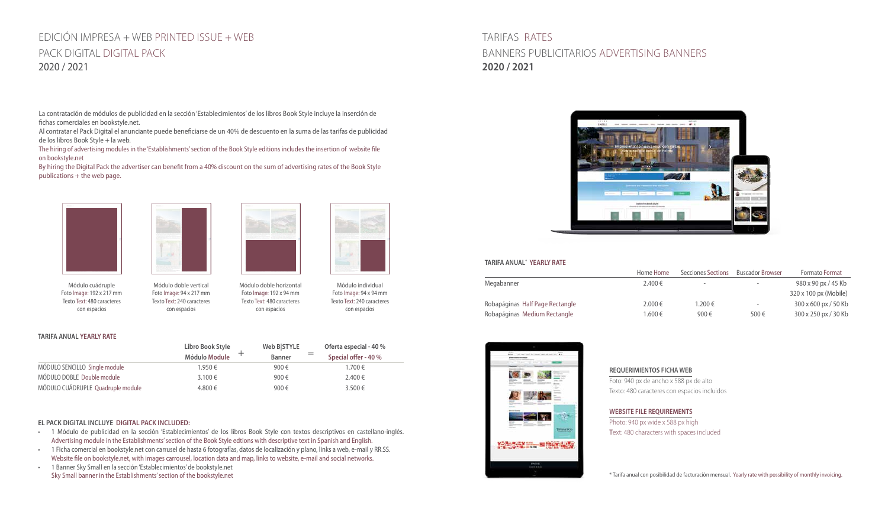# EDICIÓN IMPRESA + WEB PRINTED ISSUE + WEB

## PACK DIGITAL DIGITAL PACK

## 2020 / 2021

La contratación de módulos de publicidad en la sección 'Establecimientos' de los libros Book Style incluye la inserción de fichas comerciales en bookstyle.net.

Al contratar el Pack Digital el anunciante puede beneficiarse de un 40% de descuento en la suma de las tarifas de publicidad de los libros Book Style + la web.

The hiring of advertising modules in the 'Establishments' section of the Book Style editions includes the insertion of website file on bookstyle.net

By hiring the Digital Pack the advertiser can benefit from a 40% discount on the sum of advertising rates of the Book Style publications + the web page.

Módulo cuádruple
Foto Image: 192 x 217 mm
Texto Text: 480 caracteres con espacios

Módulo doble vertical
Foto Image: 94 x 217 mm
Texto Text: 240 caracteres con espacios

Módulo doble horizontal
Foto Image: 192 x 94 mm
Texto Text: 480 caracteres con espacios

Módulo individual
Foto Image: 94 x 94 mm
Texto Text: 240 caracteres con espacios

**TARIFA ANUAL YEARLY RATE**

| | Libro Book Style Módulo Module | + | Web B\|STYLE Banner | = | Oferta especial - 40 % Special offer - 40 % |
|---|---|---|---|---|---|
| MÓDULO SENCILLO Single module | 1.950 € | | 900 € | | 1.700 € |
| MÓDULO DOBLE Double module | 3.100 € | | 900 € | | 2.400 € |
| MÓDULO CUÁDRUPLE Quadruple module | 4.800 € | | 900 € | | 3.500 € |

**EL PACK DIGITAL INCLUYE DIGITAL PACK INCLUDED:**

- 1 Módulo de publicidad en la sección 'Establecimientos' de los libros Book Style con textos descriptivos en castellano-inglés.
  Advertising module in the Establishments' section of the Book Style edtions with descriptive text in Spanish and English.
- 1 Ficha comercial en bookstyle.net con carrusel de hasta 6 fotografías, datos de localización y plano, links a web, e-mail y RR.SS.
  Website file on bookstyle.net, with images carrousel, location data and map, links to website, e-mail and social networks.
- 1 Banner Sky Small en la sección 'Establecimientos' de bookstyle.net
  Sky Small banner in the Establishments' section of the bookstyle.net

# TARIFAS RATES

## BANNERS PUBLICITARIOS ADVERTISING BANNERS

## 2020 / 2021

**TARIFA ANUAL* YEARLY RATE**

| | Home Home | Secciones Sections | Buscador Browser | Formato Format |
|---|---|---|---|---|
| Megabanner | 2.400 € | - | - | 980 x 90 px / 45 Kb<br>320 x 100 px (Mobile) |
| Robapáginas Half Page Rectangle | 2.000 € | 1.200 € | - | 300 x 600 px / 50 Kb |
| Robapáginas Medium Rectangle | 1.600 € | 900 € | 500 € | 300 x 250 px / 30 Kb |

**REQUERIMIENTOS FICHA WEB**

Foto: 940 px de ancho x 588 px de alto
Texto: 480 caracteres con espacios incluidos

**WEBSITE FILE REQUIREMENTS**

Photo: 940 px wide x 588 px high
Text: 480 characters with spaces included

* Tarifa anual con posibilidad de facturación mensual. Yearly rate with possibility of monthly invoicing.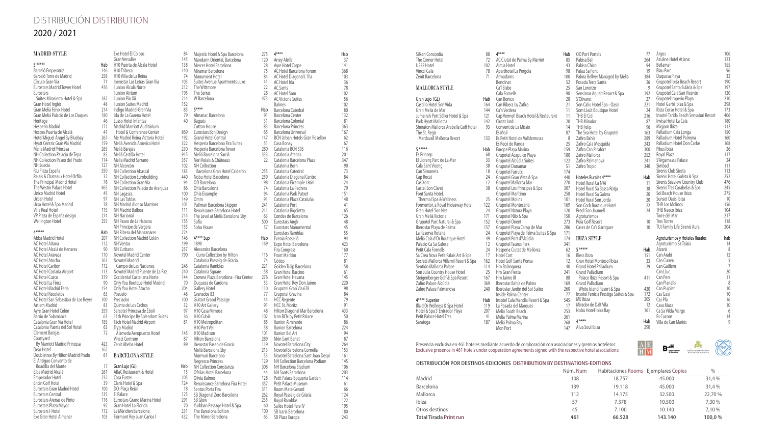# DISTRIBUCIÓN DISTRIBUTION

## 2020 / 2021

### MADRID STYLE

| 5 ***** | Hab |
|---|---|
| Barceló Emperatriz | 146 |
| Barceló Torre de Madrid | 258 |
| Círculo Gran Vía | 71 |
| Eurostars Madrid Tower Hotel | 476 |
| Eurostars | |
| Suites Mirasierra Hotel & Spa | 182 |
| Gran Hotel Inglés | 48 |
| Gran Meliá Fénix Hotel | 214 |
| Gran Meliá Palacio de Los Duques | 180 |
| Heritage | 46 |
| Hesperia Madrid | 171 |
| Hospes Puerta de Alcalá | 41 |
| Hotel Miguel Ángel By Bluebay | 267 |
| Hyatt Centric Gran Vía Madrid | 159 |
| Meliá Madrid Princesa | 265 |
| NH Collection Palacio de Tepa | 85 |
| NH Collection Paseo del Prado | 114 |
| NH Suecia | 127 |
| Riu Plaza España | 550 |
| Relais & Chateaux Hotel Orfila | 32 |
| The Principal Madrid Hotel | 76 |
| The Westin Palace Hotel | 465 |
| Único Madrid Hotel | 45 |
| Urban Hotel | 97 |
| Urso Hotel & Spa Madrid | 78 |
| Villa Real Hotel | 115 |
| VP Plaza de España design | 214 |
| Wellington Hotel | 255 |

| 4**** | Hab |
|---|---|
| Abba Madrid Hotel | 207 |
| AC Hotel Aitana | 112 |
| AC Hotel Alcalá de Henares | 90 |
| AC Hotel Aravaca | 110 |
| AC Hotel Atocha | 161 |
| AC Hotel Carlton | 112 |
| AC Hotel Coslada Airport | 113 |
| AC Hotel Cuzco | 319 |
| AC Hotel La Finca | 90 |
| AC Hotel Madrid Feria | 154 |
| AC Hotel Recoletos | 63 |
| AC Hotel San Sebastián de los Reyes | 100 |
| Artiem Madrid | 83 |
| Ayre Gran Hotel Colón | 359 |
| Barrio de Salamanca | 63 |
| Catalonia Gran Vía Hotel | 185 |
| Catalonia Puerta del Sol Hotel | 63 |
| Clement Barajas | 72 |
| Courtyard | |
| By Marriott Madrid Princesa | 423 |
| Dear Hotel | 162 |
| Doubletree By Hilton Madrid Prado | 61 |
| El Antiguo Convento de | |
| Boadilla del Monte | 17 |
| Elba Madrid Alcalá | 261 |
| Emperador Hotel | 232 |
| Encin Golf Hotel | 39 |
| Eurostars Gran Madrid Hotel | 100 |
| Eurostars Central | 135 |
| Eurostars Arenas de Pinto | 116 |
| Eurostars Plaza Mayor | 92 |
| Eurostars I-Hotel | 112 |
| Exe Gran Hotel Almenar | 103 |
| Exe Hotel El Coloso | 84 |
| Gran Versalles | 145 |
| H10 Puerta de Alcala Hotel | 138 |
| H10 Tribeca | 140 |
| H10 Villa de La Reina | 74 |
| Iberostar Las Letras Gran Vía | 103 |
| Ilunion Alcalá Norte | 212 |
| Ilunion Atrium | 195 |
| Ilunion Pío Xii | 214 |
| Ilunion Suites Madrid | 152 |
| Indigo Madrid-Gran Vía | 85 |
| Isla de La Garena Hotel | 79 |
| Lusso Hotel Infantas | 40 |
| Madrid Marriott Auditórium | |
| Hotel & Conference Center | 869 |
| Me Madrid Reina Victoria Hotel | 192 |
| Meliá Avenida America Hotel | 322 |
| Meliá Barajas | 230 |
| Meliá Castilla Hotel | 915 |
| Melia Madrid Serrano | 357 |
| NH Alcorcón | 102 |
| NH Collection Abascal | 183 |
| NH Collection Eurobuilding | 440 |
| NH Collection Gran Vía | 94 |
| NH Collection Palacio de Aranjuez | 86 |
| NH Lagasca | 100 |
| NH Las Tablas | 149 |
| NH Madrid Alonso Martínez | 101 |
| NH Madrid Balboa | 111 |
| NH Nacional | 214 |
| NH Paseo de La Habana | 155 |
| NH Príncipe de Vergara | 155 |
| NH Ribera del Manzanares | 224 |
| NH Collection Madrid Colón | 146 |
| NH Ventas | 199 |
| NH Zurbano | 257 |
| Novotel Madrid Center | 790 |
| Novotel Madrid | |
| Campo de Las Naciones | 246 |
| Novotel Madrid Puente de La Paz | 240 |
| Occidental Castellana Norte | 144 |
| Only You Boutique Hotel Madrid | 70 |
| Only You Hotel Atocha | 204 |
| Pozuelo | 48 |
| Preciados | 100 |
| Quinta de Los Cedros | 32 |
| Sercotel Princesa de Éboli | 97 |
| 11th Príncipe By Splendom Suites | 36 |
| Tách Hotel Madrid Airport | 81 |
| Tryp Madrid | |
| Alameda Aeropuerto Hotel | 145 |
| Vincci Centrum | 87 |
| Zenit Abeba Hotel | 89 |

### BARCELONA STYLE

| Gran Lujo (GL) | Hab |
|---|---|
| ABaC Restaurant & Hotel | 15 |
| Casa Fuster | 105 |
| Claris Hotel & Spa | 124 |
| DO: Plaça Reial | 18 |
| El Palace | 125 |
| Eurostars Grand Marina Hotel | 291 |
| Gran Hotel La Florida | 70 |
| Le Méridien Barcelona | 231 |
| Fairmont Rey Juan Carlos I | 432 |
| Majestic Hotel & Spa Barcelona | 275 |
| Mandarin Oriental, Barcelona | 120 |
| Mercer Hotel Barcelona | 28 |
| Miramar Barcelona | 75 |
| Monument Hotel | 84 |
| Suites Avenue Apartments Luxe | 41 |
| The Wittmore | 22 |
| The Serras | 28 |
| W Barcelona | 473 |

| 5***** | Hab |
|---|---|
| Almanac Barcelona | 91 |
| Bagués | 31 |
| Cotton House | 83 |
| Eurostars Bcn Design | 65 |
| Grand Hotel Central | 147 |
| Hesperia Barcelona Fira Suites | 51 |
| Hesperia Barcelona Tower | 280 |
| Meliá Barcelona Sarrià | 333 |
| Neri Relais & Châteaux | 22 |
| NH Collection | |
| Barcelona Gran Hotel Calderón | 255 |
| Nobu Hotel Barcelona | 259 |
| OD Barcelona | 98 |
| Ohla Barcelona | 74 |
| Ohla Eixample | 94 |
| Omm | 91 |
| Pullman Barcelona Skipper | 241 |
| Renaissance Barcelona Hotel | 211 |
| The Level at Meliá Barcelona Sky | 63 |
| Sofía | 500 |
| Soho House | 57 |

| 4**** Sup | Hab |
|---|---|
| 1898 | 169 |
| Alexandra Barcelona | |
| Curio Collection by Hilton | 116 |
| Catalonia Passeig de Gràcia | 74 |
| Catalonia Ramblas | 221 |
| Catalonia Square | 58 |
| Crowne Plaza Barcelona - Fira Center | 276 |
| Duquesa de Cardona | 53 |
| Gallery Hotel | 110 |
| Granados 83 | 77 |
| Guitart Grand Passage | 44 |
| H10 Art Gallery | 91 |
| H10 Casa Mimosa | 48 |
| H10 Cubik | 102 |
| H10 Metropolitan | 85 |
| H10 Port Vell | 58 |
| H10 Madison | 101 |
| Hilton Barcelona | 289 |
| Iberostar Paseo de Gracia | 119 |
| Meliá Barcelona Sky | 213 |
| Murmuri Barcelona | 53 |
| Negresco Princess | 129 |
| NH Collection Constanza | 308 |
| Ofelias Hotel Barcelona | 44 |
| Olivia Balmes | 128 |
| Renaissance Barcelona Fira Hotel | 357 |
| Santos Porta Fira | 311 |
| SB Diagonal Zero Barcelona | 262 |
| SB Glow | 235 |
| Yurbban Passage Hotel & Spa | 60 |
| The Barcelona Edition | 100 |
| The Mirror Barcelona | 63 |

| 4**** | Hab |
|---|---|
| Arrey Alella | 37 |
| Ayre Hotel Caspe | 141 |
| AC Hotel Barcelona Forum | 368 |
| AC Hotel Diagonal L'Illa | 103 |
| AC Hotel Irla | 36 |
| AC Sants | 78 |
| AC Hotel Som | 102 |
| AC Victoria Suites | 56 |
| Balmes | 102 |
| Barcelona Catedral | 80 |
| Barcelona Center | 132 |
| Barcelona Colonial | 81 |
| Barcelona Princess | 363 |
| Barcelona Universal | 167 |
| BCN Urban Hotels Gran Rosellon | 62 |
| Casa Bonay | 67 |
| Catalonia BCN 505 | 116 |
| Catalonia Atenas | 201 |
| Catalonia Barcelona Plaza | 347 |
| Catalonia Born | 90 |
| Catalonia Catedral | 73 |
| Catalonia Diagonal Centro | 84 |
| Catalonia Eixample 1864 | 124 |
| Catalonia La Pedrera | 79 |
| Catalonia Park Putxet | 151 |
| Catalonia Plaza Cataluña | 148 |
| Catalonia Port | 41 |
| Catalonia Rigoletto | 65 |
| Condes de Barcelona | 126 |
| Eurostars Anglí | 48 |
| Eurostars Monumental | 45 |
| Eurostars Ramblas | 55 |
| Evenia Rossellò | 94 |
| Expo Hotel Barcelona | 423 |
| Fira Congress | 160 |
| Front Marítim | 177 |
| Gótico | 81 |
| Golden Tulip Barcelona | 158 |
| Gran Hotel Barcino | 61 |
| Gran Hotel Havana | 145 |
| Gran Hotel Rey Don Jaime | 220 |
| Grupotel Gran Vía 678 | 98 |
| Grupotel Gravina | 84 |
| HCC Regente | 79 |
| HCC St. Moritz | 91 |
| Hilton Diagonal Mar Barcelona | 433 |
| Icon BCN by Petit Palace | 50 |
| Ilunion Almirante | 86 |
| Ilunion Barcelona | 224 |
| Ilunion Bel Art | 94 |
| Món Sant Benet | 87 |
| Novotel Barcelona City | 264 |
| Novotel Barcelona Cornellà | 153 |
| Novotel Barcelona Sant Joan Despí | 161 |
| NH Collection Barcelona Pódium | 145 |
| NH Barcelona Stadium | 106 |
| NH Sants Barcelona | 203 |
| Petit Palace Boqueria Garden | 114 |
| Petit Palace Museum | 61 |
| Room Mate Gerard | 66 |
| Royal Passeig de Gràcia | 124 |
| Royal Ramblas | 122 |
| Sallés Hotel Pere IV | 195 |
| SB Icaria Barcelona | 180 |
| SB Plaza Europa | 243 |
| Silken Concordia | 88 |
| The Corner Hotel | 72 |
| U232 Hotel | 102 |
| Vincci Gala | 78 |
| Zenit Barcelona | 71 |

### MALLORCA STYLE

| Gran Lujo (GL) | Hab |
|---|---|
| Castillo Hotel Son Vida | 164 |
| Gran Melia de Mar | 144 |
| Jumeirah Port Sóller Hotel & Spa | 121 |
| Park Hyatt Mallorca | 142 |
| Sheraton Mallorca Arabella Golf Hotel | 93 |
| The St. Regis | |
| Mardavall Mallorca Resort | 133 |

| 5 ***** | Hab |
|---|---|
| Es Princep | 68 |
| El Llorenç Parc de La Mar | 33 |
| Cala Sant Vicenç | 38 |
| Can Simoneta | 18 |
| Cap Rocat | 24 |
| Cas Xorc | 12 |
| Castell Son Claret | 38 |
| Font Santa Hotel, | |
| Thermal Spa & Wellness | 25 |
| Formentor, a Royal Hideaway Hotel | 122 |
| Gran Hotel Son Net | 24 |
| Gran Meliá Victoria | 171 |
| Grupotel Parc Natural & Spa | 152 |
| Iberostar Playa de Palma | 157 |
| La Reserva Rotana | 24 |
| Meliá Cala d'Or Boutique Hotel | 49 |
| Palacio Ca Sa Galesa | 12 |
| Petit Cala Fornells | 24 |
| Sa Creu Nova Petit Palais Art & Spa | 17 |
| Secrets Mallorca Villamil Resort & Spa | 162 |
| Sentido Mallorca Palace | 114 |
| Son Julia Country House Hotel | 25 |
| Steigenberger Golf & Spa Resort | 167 |
| Zafiro Palace Alcúdia | 369 |
| Zafiro Palace Palmanova | 240 |

| 4**** Superior | Hab |
|---|---|
| Illa d'Or Wellness & Spa Hotel | 119 |
| Hotel & Spa S'Entrador Playa | 207 |
| Petit Palace Hotel Tres | 41 |
| Saratoga | 187 |

| 4**** | Hab |
|---|---|
| AC Ciutat de Palma By Marriot | 85 |
| Aimia Hotel | 43 |
| Aparthotel La Pérgola | 98 |
| Armadams | 100 |
| Bendinat | 52 |
| Ca'l Bisbe | 25 |
| Cala Fornells | 90 |
| Can Bonico | 28 |
| Can Ribera by Zafiro | 21 |
| Ca'n Verdera | 11 |
| Cap Vermell Beach Hotel & Restaurant | 11 |
| Ciutat Jardí | 20 |
| Convent de La Missio | 14 |
| Es Molí | 87 |
| Es Petit Hotel de Valldemossa | 8 |
| Es Recó de Randa | 25 |
| Europe Playa Marina | 159 |
| Grupotel Acapulco Playa | 180 |
| Grupotel Alcúdia Suites | 122 |
| Grupotel Dunamar | 51 |
| Grupotel Farrutx | 174 |
| Grupotel Gran Vista & Spa | 440 |
| Grupotel Mallorca Mar | 270 |
| Grupotel Los Príncipes & Spa | 307 |
| Grupotel Marítimo | 258 |
| Grupotel Molins | 101 |
| Grupotel Montecarlo | 169 |
| Grupotel Natura Playa | 120 |
| Grupotel Nilo & Spa | 150 |
| Grupotel Orient | 273 |
| Grupotel Playa Camp de Mar | 286 |
| Grupotel Playa de Palma Suites & Spa | 171 |
| Grupotel Port d'Alcúdia | 174 |
| Grupotel Taurus Park | 341 |
| Hesperia Ciutat de Mallorca | 62 |
| Hotel Cort | 16 |
| Hotel Golf Santa Ponsa | 12 |
| Hm Balanguera | 40 |
| Hm Gran Fiesta | 241 |
| Hm Jaime III | 88 |
| Iberostar Bahía de Palma | 169 |
| Iberostar Jardín del Sol Suites | 260 |
| Inside Palma Center | 77 |
| Insotel Cala Mandía Resort & Spa | 545 |
| La Posada del Marques | 17 |
| Meliá South Beach | 253 |
| Melia Palma Marina | 361 |
| Meliá Palma Bay | 268 |
| Mon Port | 147 |
| OD Port Portals | 77 |
| Pabisa Bali | 264 |
| Pabisa Chico | 94 |
| Palau Sa Font | 19 |
| Palma Bellver Managed by Meliá | 384 |
| Posada Terra Santa | 26 |
| San Lorenzo | 9 |
| Sensimar Aguait Resort & Spa | 192 |
| S'Olivaret | 27 |
| Son Caliu Hotel Spa - Oasis | 221 |
| Som Llaüt Boutique Hotel | 24 |
| THB El Cid | 216 |
| THB Mirador | 87 |
| THB Felip | 96 |
| The Sea Hotel by Grupotel | 163 |
| Zafiro Bahía | 289 |
| Zafiro Cala Mesquida | 243 |
| Zafiro Can Picafort | 300 |
| Zafiro Mallorca | 252 |
| Zafiro Palmanova | 241 |
| Zafiro Tropic | 340 |

| Hoteles Rurales 4**** | Hab |
|---|---|
| Hotel Rural Ca N'Aí | 11 |
| Hotel Rural Sa Bassa Rotja | 38 |
| Hotel Rural Sa Galera | 20 |
| Hotel Rural Son Jorda | 20 |
| Son Corb Boutique Hotel | 22 |
| Predi Son Jaumell | 24 |
| Agroturismos | |
| Pula Golf Resort | 10 |
| Cases de Ca's Garriguer | 10 |

### IBIZA STYLE

| 5 ***** | Hab |
|---|---|
| Bless Ibiza | 151 |
| Gran Hotel Montesol Ibiza | 33 |
| Grand Hotel Palladium | 29 |
| Grand Palladium | |
| Palace Ibiza Resort & Spa | 411 |
| Grand Palladium | |
| White Island Resort & Spa | 430 |
| Insotel Fenicia Prestige Suites & Spa | 172 |
| ME Ibiza | 205 |
| Mirador de Dalt Vila | 12 |
| Nobu Hotel Ibiza Bay | 161 |

| 4 **** | Hab |
|---|---|
| Alua Soul Ibiza | 290 |
| Argos | 106 |
| Azuline Hotel Atlanic | 123 |
| Bellamar | 155 |
| Blau Parc | 96 |
| Duquesa Playa | 32 |
| Grupotel Ibiza Beach Resort | 190 |
| Grupotel Santa Eulària & Spa | 197 |
| Grupotel Cala San Vicente | 120 |
| Grupotel Imperio Playa | 210 |
| Hotel Garbi Ibiza & Spa | 298 |
| Ibiza Corso Hotel & Spa | 173 |
| Insotel Tarida Beach Sensatori Resort | 406 |
| Invisa Hotel La Cala | 180 |
| Migjorn Ibiza | 112 |
| Palladium Cala Longa | 150 |
| Palladium Hotel Palmyra | 160 |
| Palladium Hotel Don Carlos | 168 |
| Pikes Ibiza | 26 |
| Royal Plaza | 117 |
| S'Argamassa Palace | 24 |
| Simbad | 111 |
| Sirenis Club Siesta | 113 |
| Sirenis Hotel Goleta & Spa | 252 |
| Sirenis Seaview Country Club | 476 |
| Sirenis Tres Carabelas & Spa | 245 |
| Sol Beach House Ibiza | 275 |
| Sunset Oasis Ibiza | 10 |
| THB Los Molinos | 156 |
| THB Naeco Ibiza | 104 |
| Torre del Mar | 217 |
| Tres Torres | 118 |
| TUI Family Life Sirenis Aura | 204 |

| Agroturismos y Hoteles Rurales | hab |
|---|---|
| Agroturismo Sa Talaia | 14 |
| Atzaró | 8 |
| Can Arabí | 12 |
| Can Curreu | 5 |
| Can Guillem | 7 |
| Can Lluc | 20 |
| Can Pere | 11 |
| Can Planells | 8 |
| Can Pujolet | 10 |
| Cas Gasi | 10 |
| Cas Pla | 16 |
| Casa Maca | 10 |
| Ca Sa Vilda Marge | 6 |
| Es Cucons | 14 |
| Villa de Can Mariès | 9 |

Presencia exclusiva en 461 hoteles mediante acuerdo de colaboración con asociaciones y gremios hoteleros:
Exclusive presence in 461 hotels under cooperation agreements signed with the respective hotel associations:

### DISTRIBUCIÓN POR DESTINOS-EDICIONES DISTRIBUTION BY DESTINATIONS-EDITIONS

| | Núm. Num | Habitaciones Rooms | Ejemplares Copies | % |
|---|---|---|---|---|
| Madrid | 108 | 18.757 | 45.000 | 31,4 % |
| Barcelona | 139 | 19.118 | 45.000 | 31,4 % |
| Mallorca | 112 | 14.175 | 32.500 | 22,70 % |
| Ibiza | 57 | 7.378 | 10.500 | 7,30 % |
| Otros destinos | 45 | 7.100 | 10.140 | 7,10 % |
| **Total Tirada Print run** | **461** | **66.528** | **143.140** | **100,0 %** |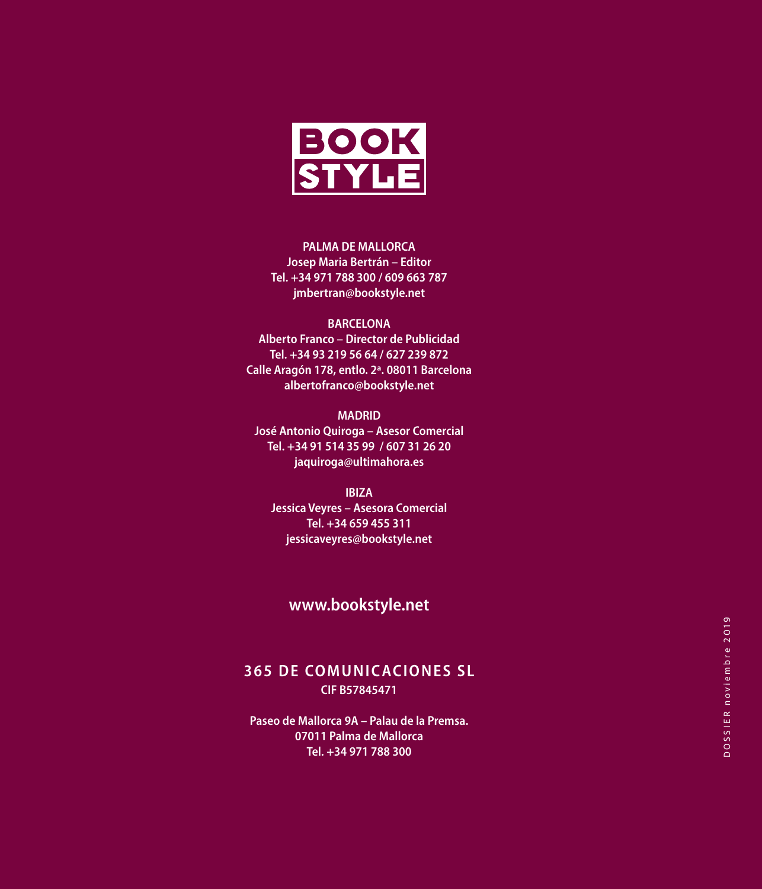# BOOK STYLE

**PALMA DE MALLORCA**
**Josep Maria Bertrán – Editor**
**Tel. +34 971 788 300 / 609 663 787**
**jmbertran@bookstyle.net**

**BARCELONA**
**Alberto Franco – Director de Publicidad**
**Tel. +34 93 219 56 64 / 627 239 872**
**Calle Aragón 178, entlo. 2ª. 08011 Barcelona**
**albertofranco@bookstyle.net**

**MADRID**
**José Antonio Quiroga – Asesor Comercial**
**Tel. +34 91 514 35 99 / 607 31 26 20**
**jaquiroga@ultimahora.es**

**IBIZA**
**Jessica Veyres – Asesora Comercial**
**Tel. +34 659 455 311**
**jessicaveyres@bookstyle.net**

**www.bookstyle.net**

**365 DE COMUNICACIONES SL**
**CIF B57845471**

**Paseo de Mallorca 9A – Palau de la Premsa.**
**07011 Palma de Mallorca**
**Tel. +34 971 788 300**

DOSSIER noviembre 2019